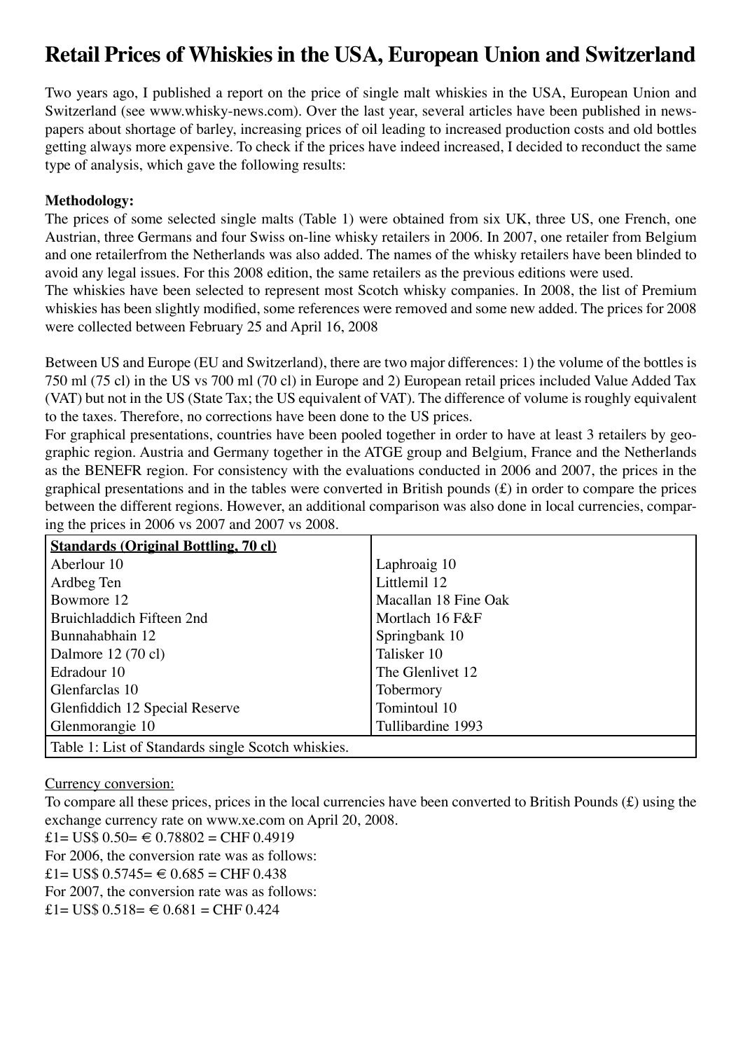# Retail Prices of Whiskies in the USA, European Union and Switzerland

Two years ago, I published a report on the price of single malt whiskies in the USA, European Union and Switzerland (see www.whisky-news.com). Over the last year, several articles have been published in newspapers about shortage of barley, increasing prices of oil leading to increased production costs and old bottles getting always more expensive. To check if the prices have indeed increased, I decided to reconduct the same type of analysis, which gave the following results:

**Methodology:**

The prices of some selected single malts (Table 1) were obtained from six UK, three US, one French, one Austrian, three Germans and four Swiss on-line whisky retailers in 2006. In 2007, one retailer from Belgium and one retailerfrom the Netherlands was also added. The names of the whisky retailers have been blinded to avoid any legal issues. For this 2008 edition, the same retailers as the previous editions were used.

The whiskies have been selected to represent most Scotch whisky companies. In 2008, the list of Premium whiskies has been slightly modified, some references were removed and some new added. The prices for 2008 were collected between February 25 and April 16, 2008

Between US and Europe (EU and Switzerland), there are two major differences: 1) the volume of the bottles is 750 ml (75 cl) in the US vs 700 ml (70 cl) in Europe and 2) European retail prices included Value Added Tax (VAT) but not in the US (State Tax; the US equivalent of VAT). The difference of volume is roughly equivalent to the taxes. Therefore, no corrections have been done to the US prices.

For graphical presentations, countries have been pooled together in order to have at least 3 retailers by geographic region. Austria and Germany together in the ATGE group and Belgium, France and the Netherlands as the BENEFR region. For consistency with the evaluations conducted in 2006 and 2007, the prices in the graphical presentations and in the tables were converted in British pounds (£) in order to compare the prices between the different regions. However, an additional comparison was also done in local currencies, comparing the prices in 2006 vs 2007 and 2007 vs 2008.

| **Standards (Original Bottling, 70 cl)** | |
|---|---|
| Aberlour 10 | Laphroaig 10 |
| Ardbeg Ten | Littlemil 12 |
| Bowmore 12 | Macallan 18 Fine Oak |
| Bruichladdich Fifteen 2nd | Mortlach 16 F&F |
| Bunnahabhain 12 | Springbank 10 |
| Dalmore 12 (70 cl) | Talisker 10 |
| Edradour 10 | The Glenlivet 12 |
| Glenfarclas 10 | Tobermory |
| Glenfiddich 12 Special Reserve | Tomintoul 10 |
| Glenmorangie 10 | Tullibardine 1993 |

Table 1: List of Standards single Scotch whiskies.

Currency conversion:

To compare all these prices, prices in the local currencies have been converted to British Pounds (£) using the exchange currency rate on www.xe.com on April 20, 2008.

£1= US$ 0.50= € 0.78802 = CHF 0.4919

For 2006, the conversion rate was as follows:

£1= US$ 0.5745= € 0.685 = CHF 0.438

For 2007, the conversion rate was as follows:

£1= US$ 0.518= € 0.681 = CHF 0.424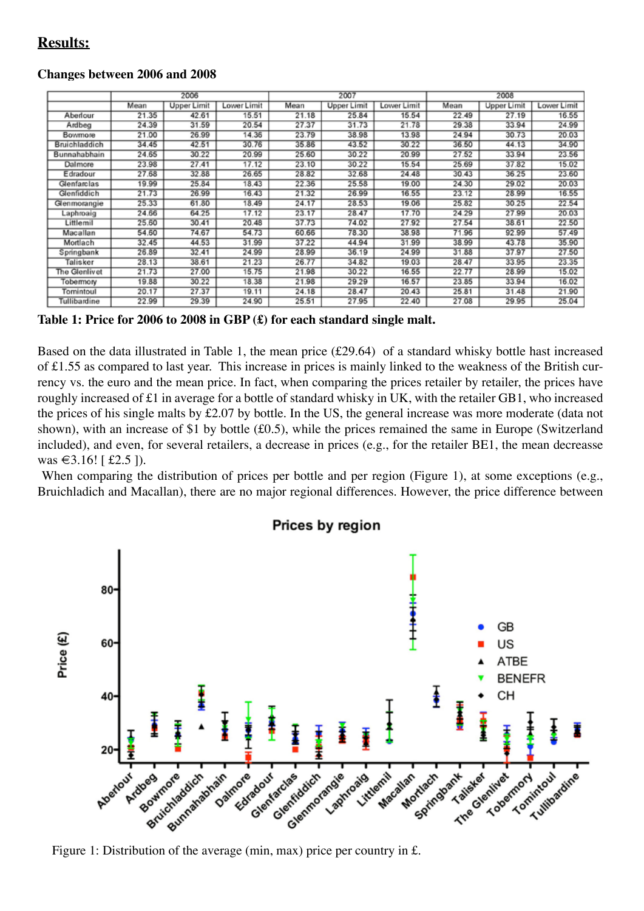## Results:

### Changes between 2006 and 2008

| | 2006 | | | 2007 | | | 2008 | | |
|---|---|---|---|---|---|---|---|---|---|
| | Mean | Upper Limit | Lower Limit | Mean | Upper Limit | Lower Limit | Mean | Upper Limit | Lower Limit |
| Aberlour | 21.35 | 42.61 | 15.51 | 21.18 | 25.84 | 15.54 | 22.49 | 27.19 | 16.55 |
| Ardbeg | 24.39 | 31.59 | 20.54 | 27.37 | 31.73 | 21.78 | 29.38 | 33.94 | 24.99 |
| Bowmore | 21.00 | 26.99 | 14.36 | 23.79 | 38.98 | 13.98 | 24.94 | 30.73 | 20.03 |
| Bruichladdich | 34.45 | 42.51 | 30.76 | 35.86 | 43.52 | 30.22 | 36.50 | 44.13 | 34.90 |
| Bunnahabhain | 24.65 | 30.22 | 20.99 | 25.60 | 30.22 | 20.99 | 27.52 | 33.94 | 23.56 |
| Dalmore | 23.98 | 27.41 | 17.12 | 23.10 | 30.22 | 15.54 | 25.69 | 37.82 | 15.02 |
| Edradour | 27.68 | 32.88 | 26.65 | 28.82 | 32.68 | 24.48 | 30.43 | 36.25 | 23.60 |
| Glenfarclas | 19.99 | 25.84 | 18.43 | 22.36 | 25.58 | 19.00 | 24.30 | 29.02 | 20.03 |
| Glenfiddich | 21.73 | 26.99 | 16.43 | 21.32 | 26.99 | 16.55 | 23.12 | 28.99 | 16.55 |
| Glenmorangie | 25.33 | 61.80 | 18.49 | 24.17 | 28.53 | 19.06 | 25.82 | 30.25 | 22.54 |
| Laphroaig | 24.66 | 64.25 | 17.12 | 23.17 | 28.47 | 17.70 | 24.29 | 27.99 | 20.03 |
| Littlemill | 25.60 | 30.41 | 20.48 | 37.73 | 74.02 | 27.92 | 27.54 | 38.61 | 22.50 |
| Macallan | 54.60 | 74.67 | 54.73 | 60.66 | 78.30 | 38.98 | 71.96 | 92.99 | 57.49 |
| Mortlach | 32.45 | 44.53 | 31.99 | 37.22 | 44.94 | 31.99 | 38.99 | 43.78 | 35.90 |
| Springbank | 26.89 | 32.41 | 24.99 | 28.99 | 36.19 | 24.99 | 31.88 | 37.97 | 27.50 |
| Talisker | 28.13 | 38.61 | 21.23 | 26.77 | 34.82 | 19.03 | 28.47 | 33.95 | 23.35 |
| The Glenlivet | 21.73 | 27.00 | 15.75 | 21.98 | 30.22 | 16.55 | 22.77 | 28.99 | 15.02 |
| Tobermory | 19.88 | 30.22 | 18.38 | 21.98 | 29.29 | 16.57 | 23.85 | 33.94 | 16.02 |
| Tomintoul | 20.17 | 27.37 | 19.11 | 24.18 | 28.47 | 20.43 | 25.81 | 31.48 | 21.90 |
| Tullibardine | 22.99 | 29.39 | 24.90 | 25.51 | 27.95 | 22.40 | 27.08 | 29.95 | 25.04 |

**Table 1: Price for 2006 to 2008 in GBP (£) for each standard single malt.**

Based on the data illustrated in Table 1, the mean price (£29.64) of a standard whisky bottle hast increased of £1.55 as compared to last year. This increase in prices is mainly linked to the weakness of the British currency vs. the euro and the mean price. In fact, when comparing the prices retailer by retailer, the prices have roughly increased of £1 in average for a bottle of standard whisky in UK, with the retailer GB1, who increased the prices of his single malts by £2.07 by bottle. In the US, the general increase was more moderate (data not shown), with an increase of $1 by bottle (£0.5), while the prices remained the same in Europe (Switzerland included), and even, for several retailers, a decrease in prices (e.g., for the retailer BE1, the mean decreasse was €3.16! [ £2.5 ]).

When comparing the distribution of prices per bottle and per region (Figure 1), at some exceptions (e.g., Bruichladich and Macallan), there are no major regional differences. However, the price difference between

Figure 1: Distribution of the average (min, max) price per country in £.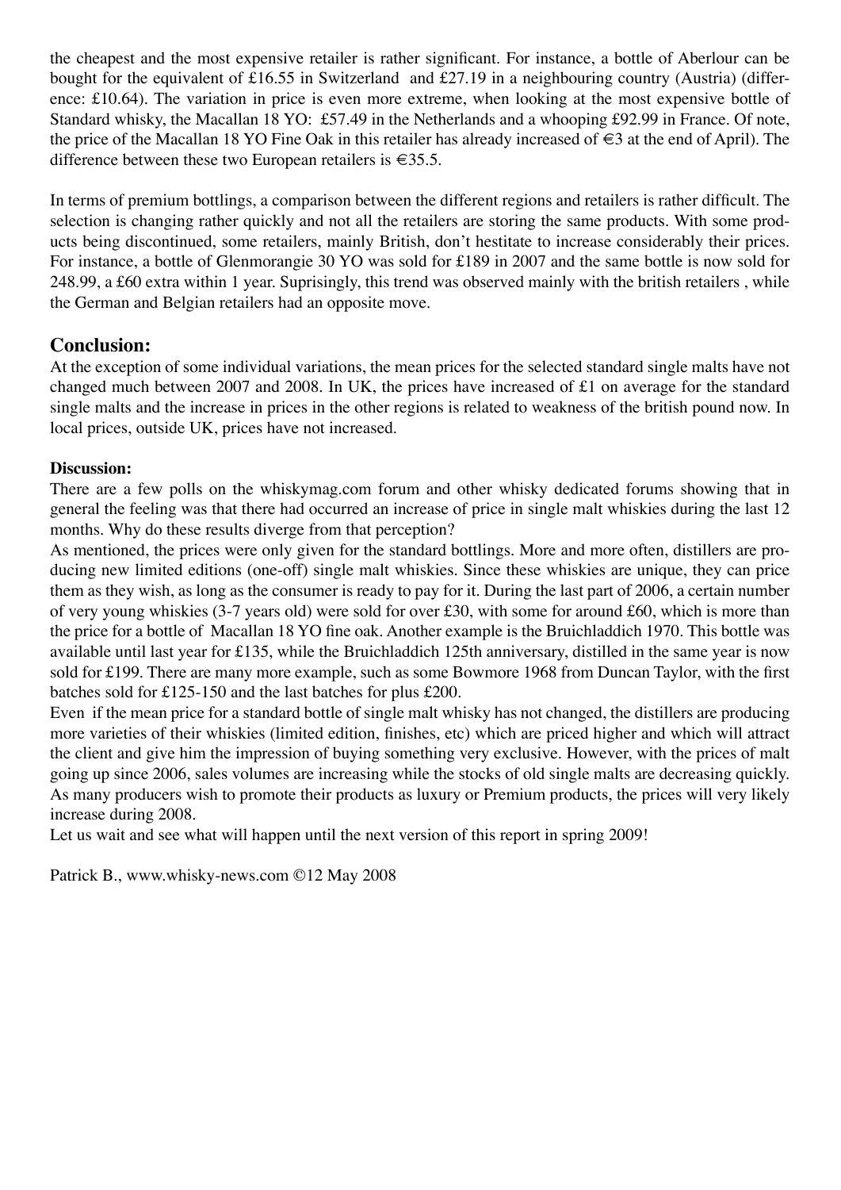the cheapest and the most expensive retailer is rather significant. For instance, a bottle of Aberlour can be bought for the equivalent of £16.55 in Switzerland and £27.19 in a neighbouring country (Austria) (difference: £10.64). The variation in price is even more extreme, when looking at the most expensive bottle of Standard whisky, the Macallan 18 YO: £57.49 in the Netherlands and a whooping £92.99 in France. Of note, the price of the Macallan 18 YO Fine Oak in this retailer has already increased of €3 at the end of April). The difference between these two European retailers is €35.5.

In terms of premium bottlings, a comparison between the different regions and retailers is rather difficult. The selection is changing rather quickly and not all the retailers are storing the same products. With some products being discontinued, some retailers, mainly British, don't hestitate to increase considerably their prices. For instance, a bottle of Glenmorangie 30 YO was sold for £189 in 2007 and the same bottle is now sold for 248.99, a £60 extra within 1 year. Suprisingly, this trend was observed mainly with the british retailers , while the German and Belgian retailers had an opposite move.

## Conclusion:

At the exception of some individual variations, the mean prices for the selected standard single malts have not changed much between 2007 and 2008. In UK, the prices have increased of £1 on average for the standard single malts and the increase in prices in the other regions is related to weakness of the british pound now. In local prices, outside UK, prices have not increased.

**Discussion:**

There are a few polls on the whiskymag.com forum and other whisky dedicated forums showing that in general the feeling was that there had occurred an increase of price in single malt whiskies during the last 12 months. Why do these results diverge from that perception?

As mentioned, the prices were only given for the standard bottlings. More and more often, distillers are producing new limited editions (one-off) single malt whiskies. Since these whiskies are unique, they can price them as they wish, as long as the consumer is ready to pay for it. During the last part of 2006, a certain number of very young whiskies (3-7 years old) were sold for over £30, with some for around £60, which is more than the price for a bottle of Macallan 18 YO fine oak. Another example is the Bruichladdich 1970. This bottle was available until last year for £135, while the Bruichladdich 125th anniversary, distilled in the same year is now sold for £199. There are many more example, such as some Bowmore 1968 from Duncan Taylor, with the first batches sold for £125-150 and the last batches for plus £200.

Even if the mean price for a standard bottle of single malt whisky has not changed, the distillers are producing more varieties of their whiskies (limited edition, finishes, etc) which are priced higher and which will attract the client and give him the impression of buying something very exclusive. However, with the prices of malt going up since 2006, sales volumes are increasing while the stocks of old single malts are decreasing quickly. As many producers wish to promote their products as luxury or Premium products, the prices will very likely increase during 2008.

Let us wait and see what will happen until the next version of this report in spring 2009!

Patrick B., www.whisky-news.com ©12 May 2008